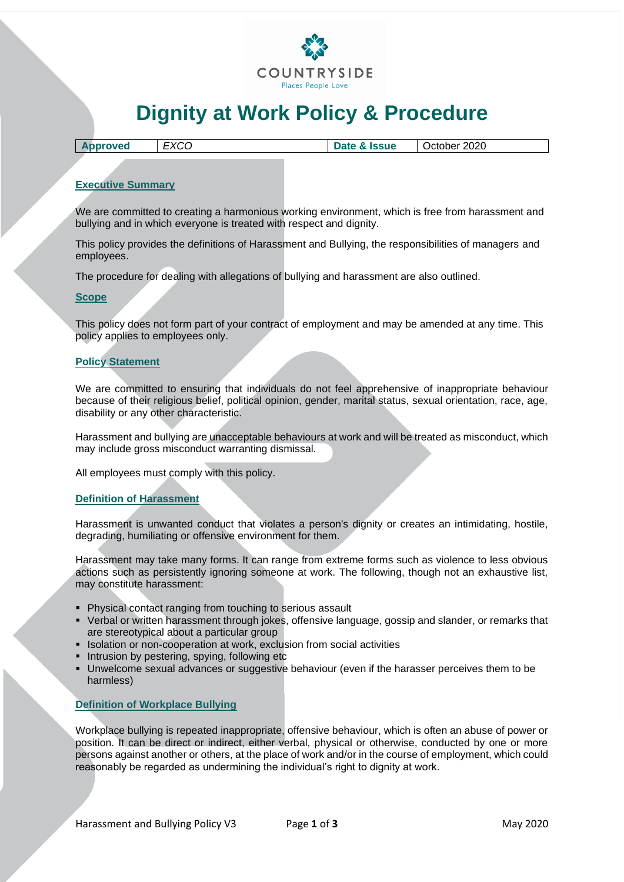COUNTRYSIDE

Places People Love

# Dignity at Work Policy & Procedure

| Approved | EXCO | Date & Issue | October 2020 |
| --- | --- | --- | --- |

## Executive Summary

We are committed to creating a harmonious working environment, which is free from harassment and bullying and in which everyone is treated with respect and dignity.

This policy provides the definitions of Harassment and Bullying, the responsibilities of managers and employees.

The procedure for dealing with allegations of bullying and harassment are also outlined.

## Scope

This policy does not form part of your contract of employment and may be amended at any time. This policy applies to employees only.

## Policy Statement

We are committed to ensuring that individuals do not feel apprehensive of inappropriate behaviour because of their religious belief, political opinion, gender, marital status, sexual orientation, race, age, disability or any other characteristic.

Harassment and bullying are unacceptable behaviours at work and will be treated as misconduct, which may include gross misconduct warranting dismissal.

All employees must comply with this policy.

## Definition of Harassment

Harassment is unwanted conduct that violates a person's dignity or creates an intimidating, hostile, degrading, humiliating or offensive environment for them.

Harassment may take many forms. It can range from extreme forms such as violence to less obvious actions such as persistently ignoring someone at work. The following, though not an exhaustive list, may constitute harassment:

- Physical contact ranging from touching to serious assault
- Verbal or written harassment through jokes, offensive language, gossip and slander, or remarks that are stereotypical about a particular group
- Isolation or non-cooperation at work, exclusion from social activities
- Intrusion by pestering, spying, following etc
- Unwelcome sexual advances or suggestive behaviour (even if the harasser perceives them to be harmless)

## Definition of Workplace Bullying

Workplace bullying is repeated inappropriate, offensive behaviour, which is often an abuse of power or position. It can be direct or indirect, either verbal, physical or otherwise, conducted by one or more persons against another or others, at the place of work and/or in the course of employment, which could reasonably be regarded as undermining the individual's right to dignity at work.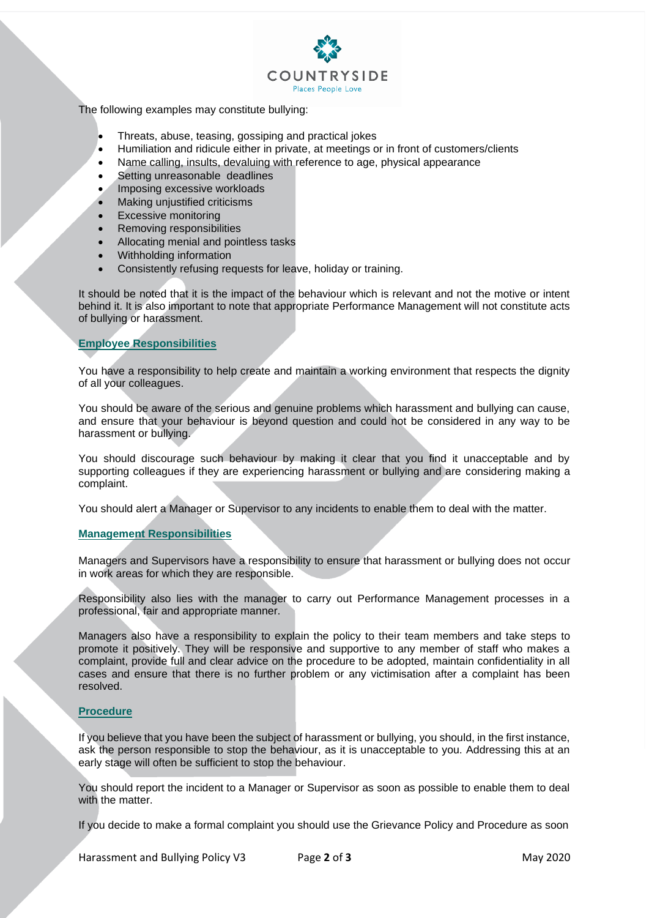The following examples may constitute bullying:

- Threats, abuse, teasing, gossiping and practical jokes
- Humiliation and ridicule either in private, at meetings or in front of customers/clients
- Name calling, insults, devaluing with reference to age, physical appearance
- Setting unreasonable deadlines
- Imposing excessive workloads
- Making unjustified criticisms
- Excessive monitoring
- Removing responsibilities
- Allocating menial and pointless tasks
- Withholding information
- Consistently refusing requests for leave, holiday or training.

It should be noted that it is the impact of the behaviour which is relevant and not the motive or intent behind it. It is also important to note that appropriate Performance Management will not constitute acts of bullying or harassment.

## Employee Responsibilities

You have a responsibility to help create and maintain a working environment that respects the dignity of all your colleagues.

You should be aware of the serious and genuine problems which harassment and bullying can cause, and ensure that your behaviour is beyond question and could not be considered in any way to be harassment or bullying.

You should discourage such behaviour by making it clear that you find it unacceptable and by supporting colleagues if they are experiencing harassment or bullying and are considering making a complaint.

You should alert a Manager or Supervisor to any incidents to enable them to deal with the matter.

## Management Responsibilities

Managers and Supervisors have a responsibility to ensure that harassment or bullying does not occur in work areas for which they are responsible.

Responsibility also lies with the manager to carry out Performance Management processes in a professional, fair and appropriate manner.

Managers also have a responsibility to explain the policy to their team members and take steps to promote it positively. They will be responsive and supportive to any member of staff who makes a complaint, provide full and clear advice on the procedure to be adopted, maintain confidentiality in all cases and ensure that there is no further problem or any victimisation after a complaint has been resolved.

## Procedure

If you believe that you have been the subject of harassment or bullying, you should, in the first instance, ask the person responsible to stop the behaviour, as it is unacceptable to you. Addressing this at an early stage will often be sufficient to stop the behaviour.

You should report the incident to a Manager or Supervisor as soon as possible to enable them to deal with the matter.

If you decide to make a formal complaint you should use the Grievance Policy and Procedure as soon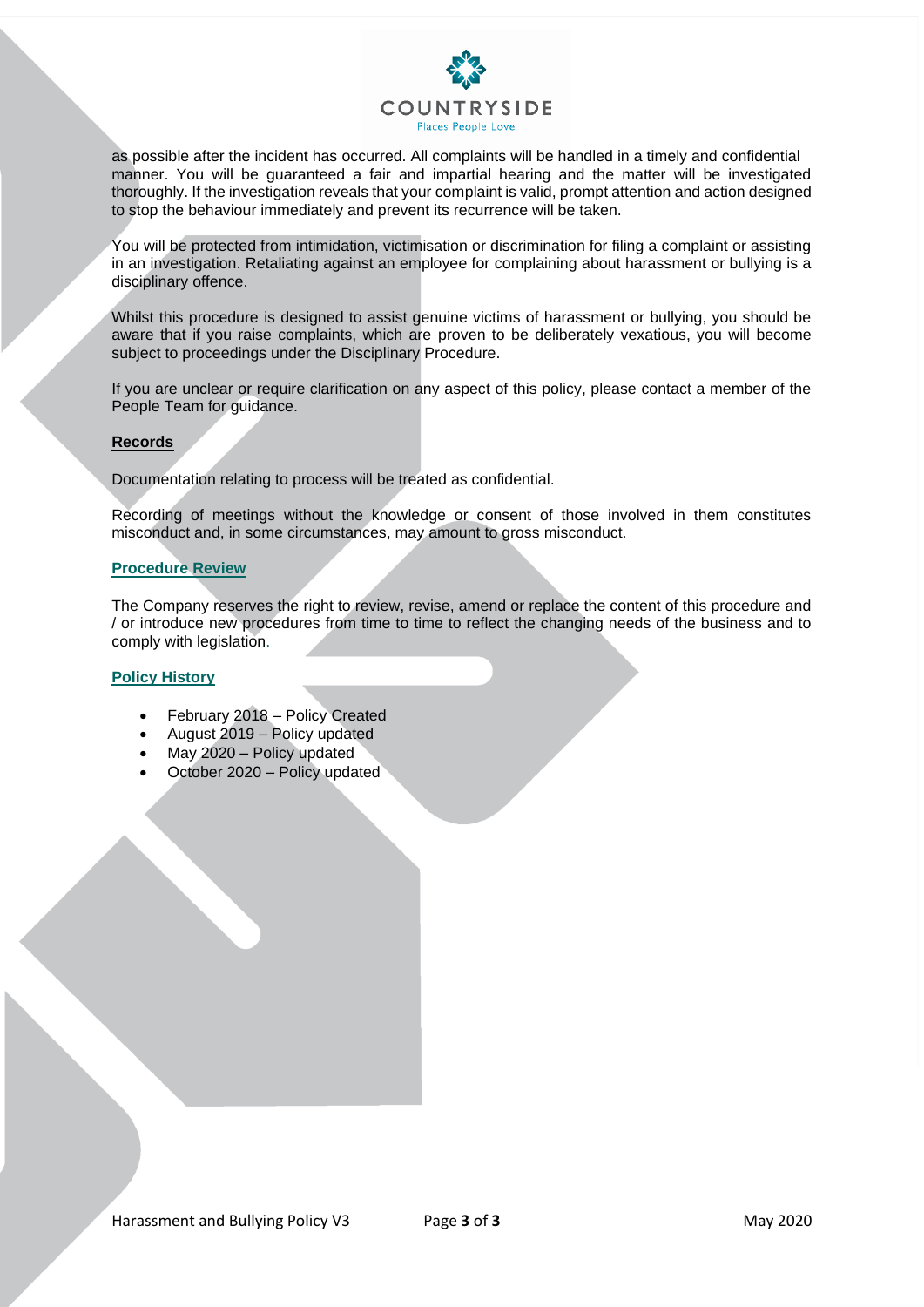as possible after the incident has occurred. All complaints will be handled in a timely and confidential manner. You will be guaranteed a fair and impartial hearing and the matter will be investigated thoroughly. If the investigation reveals that your complaint is valid, prompt attention and action designed to stop the behaviour immediately and prevent its recurrence will be taken.

You will be protected from intimidation, victimisation or discrimination for filing a complaint or assisting in an investigation. Retaliating against an employee for complaining about harassment or bullying is a disciplinary offence.

Whilst this procedure is designed to assist genuine victims of harassment or bullying, you should be aware that if you raise complaints, which are proven to be deliberately vexatious, you will become subject to proceedings under the Disciplinary Procedure.

If you are unclear or require clarification on any aspect of this policy, please contact a member of the People Team for guidance.

**Records**

Documentation relating to process will be treated as confidential.

Recording of meetings without the knowledge or consent of those involved in them constitutes misconduct and, in some circumstances, may amount to gross misconduct.

**Procedure Review**

The Company reserves the right to review, revise, amend or replace the content of this procedure and / or introduce new procedures from time to time to reflect the changing needs of the business and to comply with legislation.

**Policy History**

- February 2018 – Policy Created
- August 2019 – Policy updated
- May 2020 – Policy updated
- October 2020 – Policy updated